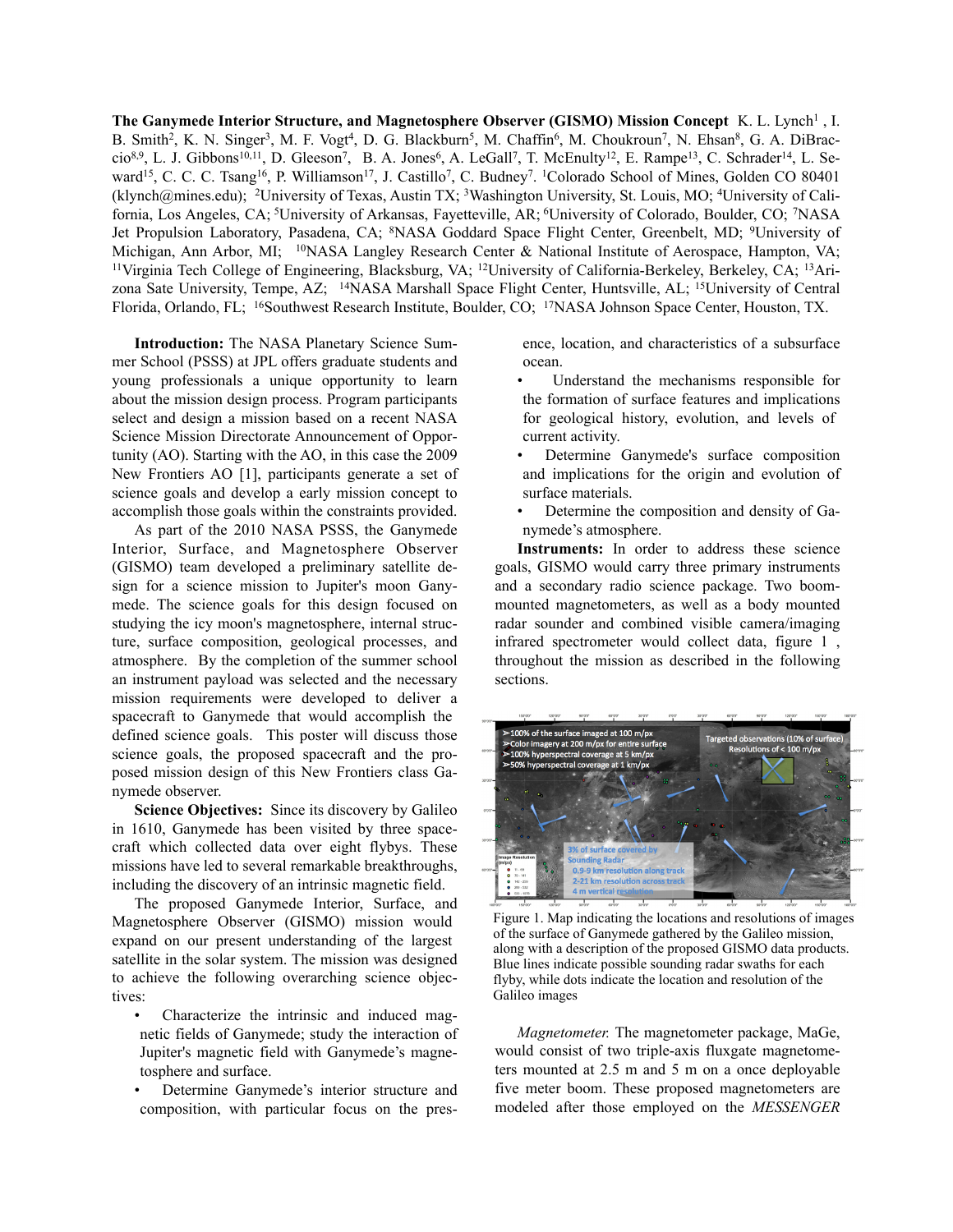**The Ganymede Interior Structure, and Magnetosphere Observer (GISMO) Mission Concept** K. L. Lynch[1] , I. B. Smith[2], K. N. Singer[3], M. F. Vogt[4], D. G. Blackburn[5], M. Chaffin[6], M. Choukroun[7], N. Ehsan[8], G. A. DiBraccio[8,9], L. J. Gibbons[10,11], D. Gleeson[7], B. A. Jones[6], A. LeGall[7], T. McEnulty[12], E. Rampe[13], C. Schrader[14], L. Seward[15], C. C. C. Tsang[16], P. Williamson[17], J. Castillo[7], C. Budney[7]. [1]Colorado School of Mines, Golden CO 80401 (klynch@mines.edu); [2]University of Texas, Austin TX; [3]Washington University, St. Louis, MO; [4]University of California, Los Angeles, CA; [5]University of Arkansas, Fayetteville, AR; [6]University of Colorado, Boulder, CO; [7]NASA Jet Propulsion Laboratory, Pasadena, CA; [8]NASA Goddard Space Flight Center, Greenbelt, MD; [9]University of Michigan, Ann Arbor, MI; [10]NASA Langley Research Center & National Institute of Aerospace, Hampton, VA; [11]Virginia Tech College of Engineering, Blacksburg, VA; [12]University of California-Berkeley, Berkeley, CA; [13]Arizona Sate University, Tempe, AZ; [14]NASA Marshall Space Flight Center, Huntsville, AL; [15]University of Central Florida, Orlando, FL; [16]Southwest Research Institute, Boulder, CO; [17]NASA Johnson Space Center, Houston, TX.

**Introduction:** The NASA Planetary Science Summer School (PSSS) at JPL offers graduate students and young professionals a unique opportunity to learn about the mission design process. Program participants select and design a mission based on a recent NASA Science Mission Directorate Announcement of Opportunity (AO). Starting with the AO, in this case the 2009 New Frontiers AO [1], participants generate a set of science goals and develop a early mission concept to accomplish those goals within the constraints provided.

As part of the 2010 NASA PSSS, the Ganymede Interior, Surface, and Magnetosphere Observer (GISMO) team developed a preliminary satellite design for a science mission to Jupiter's moon Ganymede. The science goals for this design focused on studying the icy moon's magnetosphere, internal structure, surface composition, geological processes, and atmosphere. By the completion of the summer school an instrument payload was selected and the necessary mission requirements were developed to deliver a spacecraft to Ganymede that would accomplish the defined science goals. This poster will discuss those science goals, the proposed spacecraft and the proposed mission design of this New Frontiers class Ganymede observer.

**Science Objectives:** Since its discovery by Galileo in 1610, Ganymede has been visited by three spacecraft which collected data over eight flybys. These missions have led to several remarkable breakthroughs, including the discovery of an intrinsic magnetic field.

The proposed Ganymede Interior, Surface, and Magnetosphere Observer (GISMO) mission would expand on our present understanding of the largest satellite in the solar system. The mission was designed to achieve the following overarching science objectives:

- Characterize the intrinsic and induced magnetic fields of Ganymede; study the interaction of Jupiter's magnetic field with Ganymede's magnetosphere and surface.
- Determine Ganymede's interior structure and composition, with particular focus on the presence, location, and characteristics of a subsurface ocean.
- Understand the mechanisms responsible for the formation of surface features and implications for geological history, evolution, and levels of current activity.
- Determine Ganymede's surface composition and implications for the origin and evolution of surface materials.
- Determine the composition and density of Ganymede's atmosphere.

**Instruments:** In order to address these science goals, GISMO would carry three primary instruments and a secondary radio science package. Two boom-mounted magnetometers, as well as a body mounted radar sounder and combined visible camera/imaging infrared spectrometer would collect data, figure 1 , throughout the mission as described in the following sections.

Figure 1. Map indicating the locations and resolutions of images of the surface of Ganymede gathered by the Galileo mission, along with a description of the proposed GISMO data products. Blue lines indicate possible sounding radar swaths for each flyby, while dots indicate the location and resolution of the Galileo images

*Magnetometer.* The magnetometer package, MaGe, would consist of two triple-axis fluxgate magnetometers mounted at 2.5 m and 5 m on a once deployable five meter boom. These proposed magnetometers are modeled after those employed on the *MESSENGER*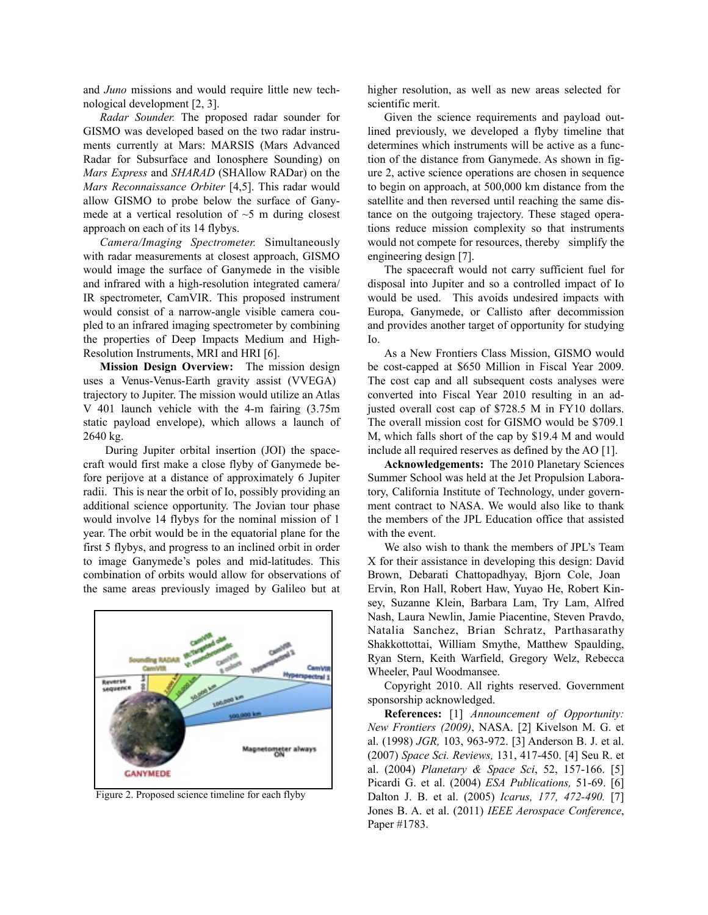and *Juno* missions and would require little new technological development [2, 3].

*Radar Sounder.* The proposed radar sounder for GISMO was developed based on the two radar instruments currently at Mars: MARSIS (Mars Advanced Radar for Subsurface and Ionosphere Sounding) on *Mars Express* and *SHARAD* (SHAllow RADar) on the *Mars Reconnaissance Orbiter* [4,5]. This radar would allow GISMO to probe below the surface of Ganymede at a vertical resolution of ~5 m during closest approach on each of its 14 flybys.

*Camera/Imaging Spectrometer.* Simultaneously with radar measurements at closest approach, GISMO would image the surface of Ganymede in the visible and infrared with a high-resolution integrated camera/IR spectrometer, CamVIR. This proposed instrument would consist of a narrow-angle visible camera coupled to an infrared imaging spectrometer by combining the properties of Deep Impacts Medium and High-Resolution Instruments, MRI and HRI [6].

**Mission Design Overview:** The mission design uses a Venus-Venus-Earth gravity assist (VVEGA) trajectory to Jupiter. The mission would utilize an Atlas V 401 launch vehicle with the 4-m fairing (3.75m static payload envelope), which allows a launch of 2640 kg.

During Jupiter orbital insertion (JOI) the spacecraft would first make a close flyby of Ganymede before perijove at a distance of approximately 6 Jupiter radii. This is near the orbit of Io, possibly providing an additional science opportunity. The Jovian tour phase would involve 14 flybys for the nominal mission of 1 year. The orbit would be in the equatorial plane for the first 5 flybys, and progress to an inclined orbit in order to image Ganymede's poles and mid-latitudes. This combination of orbits would allow for observations of the same areas previously imaged by Galileo but at higher resolution, as well as new areas selected for scientific merit.

Sounding RADAR
CamVIR
CamVIR
IR: Targeted obs
V: monochromatic
CamVIR
8 colors
CamVIR
Hyperspectral 2
CamVIR
Hyperspectral 1
Reverse sequence
100 km
2,000 km
10,000 km
50,000 km
100,000 km
500,000 km
Magnetometer always ON
GANYMEDE

Figure 2. Proposed science timeline for each flyby

Given the science requirements and payload outlined previously, we developed a flyby timeline that determines which instruments will be active as a function of the distance from Ganymede. As shown in figure 2, active science operations are chosen in sequence to begin on approach, at 500,000 km distance from the satellite and then reversed until reaching the same distance on the outgoing trajectory. These staged operations reduce mission complexity so that instruments would not compete for resources, thereby simplify the engineering design [7].

The spacecraft would not carry sufficient fuel for disposal into Jupiter and so a controlled impact of Io would be used. This avoids undesired impacts with Europa, Ganymede, or Callisto after decommission and provides another target of opportunity for studying Io.

As a New Frontiers Class Mission, GISMO would be cost-capped at $650 Million in Fiscal Year 2009. The cost cap and all subsequent costs analyses were converted into Fiscal Year 2010 resulting in an adjusted overall cost cap of $728.5 M in FY10 dollars. The overall mission cost for GISMO would be $709.1 M, which falls short of the cap by $19.4 M and would include all required reserves as defined by the AO [1].

**Acknowledgements:** The 2010 Planetary Sciences Summer School was held at the Jet Propulsion Laboratory, California Institute of Technology, under government contract to NASA. We would also like to thank the members of the JPL Education office that assisted with the event.

We also wish to thank the members of JPL's Team X for their assistance in developing this design: David Brown, Debarati Chattopadhyay, Bjorn Cole, Joan Ervin, Ron Hall, Robert Haw, Yuyao He, Robert Kinsey, Suzanne Klein, Barbara Lam, Try Lam, Alfred Nash, Laura Newlin, Jamie Piacentine, Steven Pravdo, Natalia Sanchez, Brian Schratz, Parthasarathy Shakkottottai, William Smythe, Matthew Spaulding, Ryan Stern, Keith Warfield, Gregory Welz, Rebecca Wheeler, Paul Woodmansee.

Copyright 2010. All rights reserved. Government sponsorship acknowledged.

**References:** [1] *Announcement of Opportunity: New Frontiers (2009)*, NASA. [2] Kivelson M. G. et al. (1998) *JGR,* 103, 963-972. [3] Anderson B. J. et al. (2007) *Space Sci. Reviews,* 131, 417-450. [4] Seu R. et al. (2004) *Planetary & Space Sci*, 52, 157-166. [5] Picardi G. et al. (2004) *ESA Publications,* 51-69. [6] Dalton J. B. et al. (2005) *Icarus, 177, 472-490.* [7] Jones B. A. et al. (2011) *IEEE Aerospace Conference*, Paper #1783.